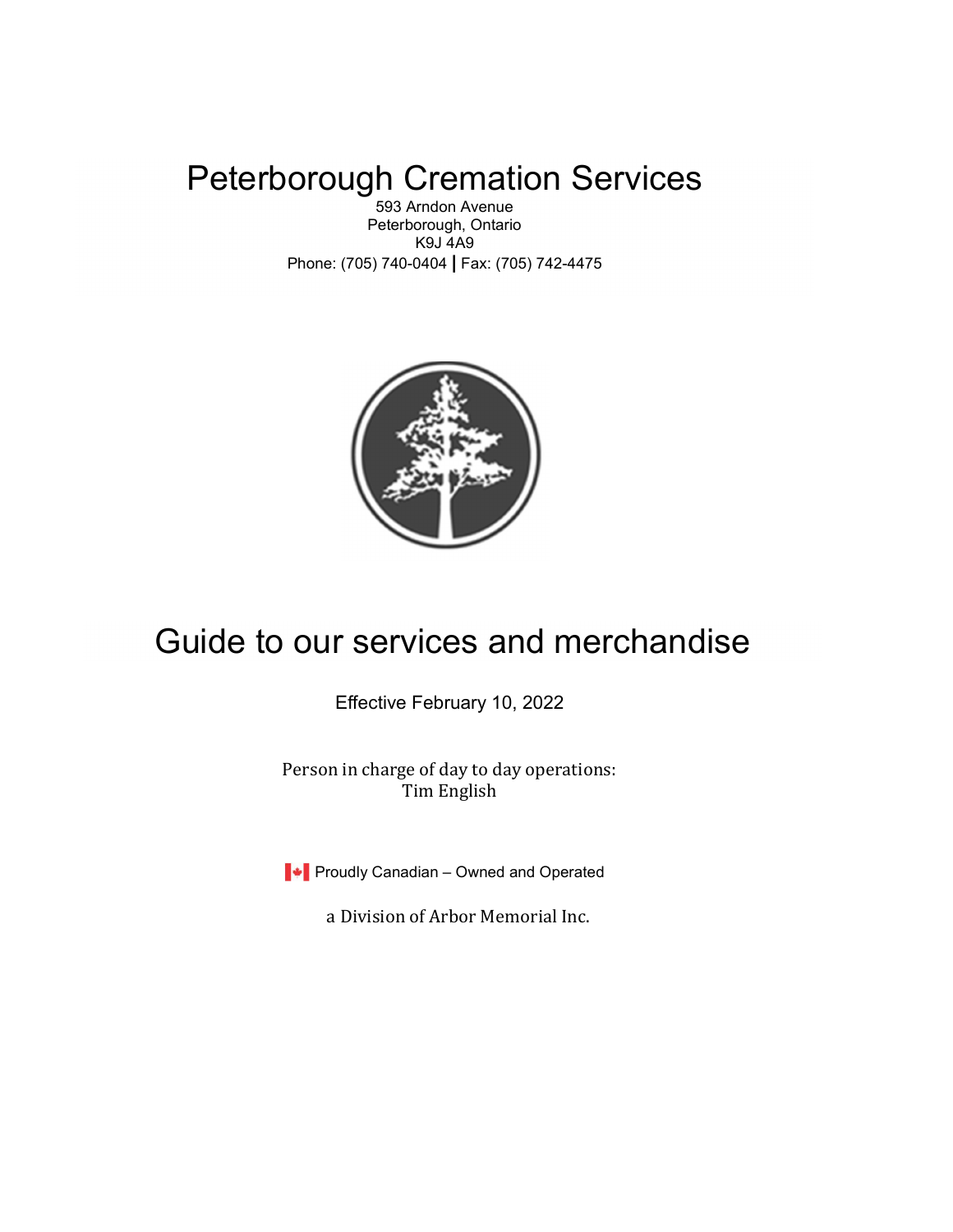# Peterborough Cremation Services

593 Arndon Avenue
Peterborough, Ontario
K9J 4A9
Phone: (705) 740-0404 | Fax: (705) 742-4475

# Guide to our services and merchandise

Effective February 10, 2022

Person in charge of day to day operations:
Tim English

Proudly Canadian – Owned and Operated

a Division of Arbor Memorial Inc.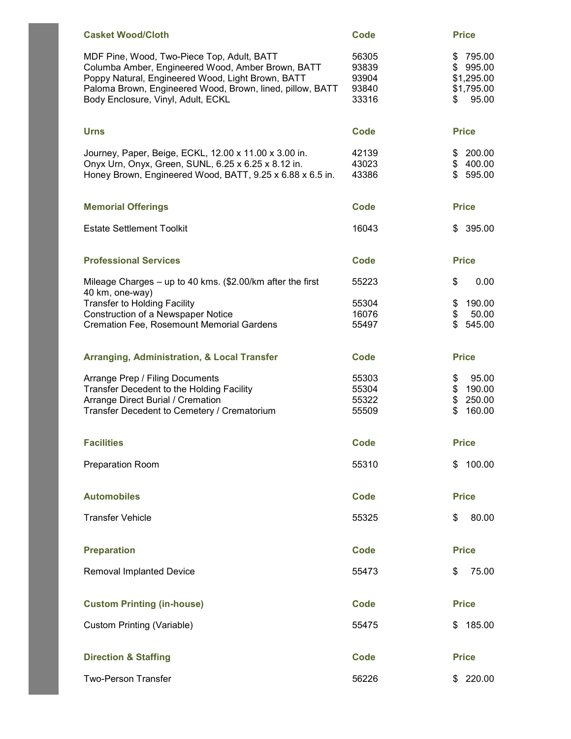| Casket Wood/Cloth | Code | Price |
|---|---|---|
| MDF Pine, Wood, Two-Piece Top, Adult, BATT | 56305 | $ 795.00 |
| Columba Amber, Engineered Wood, Amber Brown, BATT | 93839 | $ 995.00 |
| Poppy Natural, Engineered Wood, Light Brown, BATT | 93904 | $1,295.00 |
| Paloma Brown, Engineered Wood, Brown, lined, pillow, BATT | 93840 | $1,795.00 |
| Body Enclosure, Vinyl, Adult, ECKL | 33316 | $ 95.00 |

| Urns | Code | Price |
|---|---|---|
| Journey, Paper, Beige, ECKL, 12.00 x 11.00 x 3.00 in. | 42139 | $ 200.00 |
| Onyx Urn, Onyx, Green, SUNL, 6.25 x 6.25 x 8.12 in. | 43023 | $ 400.00 |
| Honey Brown, Engineered Wood, BATT, 9.25 x 6.88 x 6.5 in. | 43386 | $ 595.00 |

| Memorial Offerings | Code | Price |
|---|---|---|
| Estate Settlement Toolkit | 16043 | $ 395.00 |

| Professional Services | Code | Price |
|---|---|---|
| Mileage Charges – up to 40 kms. ($2.00/km after the first 40 km, one-way) | 55223 | $ 0.00 |
| Transfer to Holding Facility | 55304 | $ 190.00 |
| Construction of a Newspaper Notice | 16076 | $ 50.00 |
| Cremation Fee, Rosemount Memorial Gardens | 55497 | $ 545.00 |

| Arranging, Administration, & Local Transfer | Code | Price |
|---|---|---|
| Arrange Prep / Filing Documents | 55303 | $ 95.00 |
| Transfer Decedent to the Holding Facility | 55304 | $ 190.00 |
| Arrange Direct Burial / Cremation | 55322 | $ 250.00 |
| Transfer Decedent to Cemetery / Crematorium | 55509 | $ 160.00 |

| Facilities | Code | Price |
|---|---|---|
| Preparation Room | 55310 | $ 100.00 |

| Automobiles | Code | Price |
|---|---|---|
| Transfer Vehicle | 55325 | $ 80.00 |

| Preparation | Code | Price |
|---|---|---|
| Removal Implanted Device | 55473 | $ 75.00 |

| Custom Printing (in-house) | Code | Price |
|---|---|---|
| Custom Printing (Variable) | 55475 | $ 185.00 |

| Direction & Staffing | Code | Price |
|---|---|---|
| Two-Person Transfer | 56226 | $ 220.00 |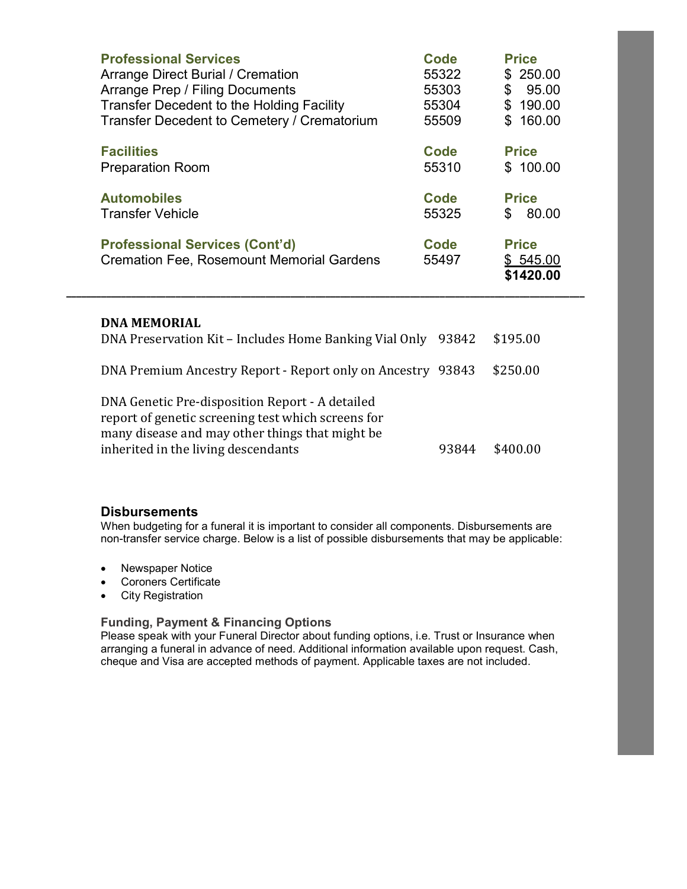| Professional Services | Code | Price |
|---|---|---|
| Arrange Direct Burial / Cremation | 55322 | $ 250.00 |
| Arrange Prep / Filing Documents | 55303 | $ 95.00 |
| Transfer Decedent to the Holding Facility | 55304 | $ 190.00 |
| Transfer Decedent to Cemetery / Crematorium | 55509 | $ 160.00 |
| **Facilities** | **Code** | **Price** |
| Preparation Room | 55310 | $ 100.00 |
| **Automobiles** | **Code** | **Price** |
| Transfer Vehicle | 55325 | $ 80.00 |
| **Professional Services (Cont'd)** | **Code** | **Price** |
| Cremation Fee, Rosemount Memorial Gardens | 55497 | $ 545.00 |
| | | **$1420.00** |

---

**DNA MEMORIAL**

| | | |
|---|---|---|
| DNA Preservation Kit – Includes Home Banking Vial Only | 93842 | $195.00 |
| DNA Premium Ancestry Report - Report only on Ancestry | 93843 | $250.00 |
| DNA Genetic Pre-disposition Report - A detailed report of genetic screening test which screens for many disease and may other things that might be inherited in the living descendants | 93844 | $400.00 |

### Disbursements

When budgeting for a funeral it is important to consider all components. Disbursements are non-transfer service charge. Below is a list of possible disbursements that may be applicable:

- Newspaper Notice
- Coroners Certificate
- City Registration

#### Funding, Payment & Financing Options

Please speak with your Funeral Director about funding options, i.e. Trust or Insurance when arranging a funeral in advance of need. Additional information available upon request. Cash, cheque and Visa are accepted methods of payment. Applicable taxes are not included.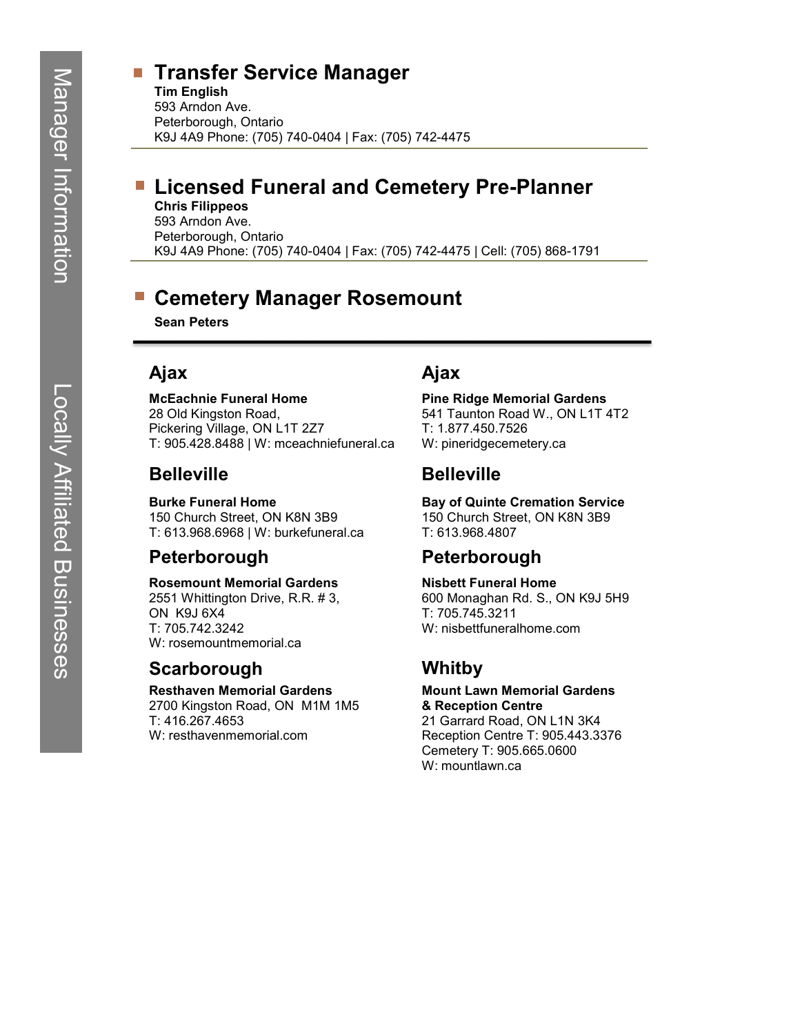Manager Information

## Transfer Service Manager

**Tim English**
593 Arndon Ave.
Peterborough, Ontario
K9J 4A9 Phone: (705) 740-0404 | Fax: (705) 742-4475

## Licensed Funeral and Cemetery Pre-Planner

**Chris Filippeos**
593 Arndon Ave.
Peterborough, Ontario
K9J 4A9 Phone: (705) 740-0404 | Fax: (705) 742-4475 | Cell: (705) 868-1791

## Cemetery Manager Rosemount

**Sean Peters**

---

Locally Affiliated Businesses

### Ajax

**McEachnie Funeral Home**
28 Old Kingston Road,
Pickering Village, ON L1T 2Z7
T: 905.428.8488 | W: mceachniefuneral.ca

### Belleville

**Burke Funeral Home**
150 Church Street, ON K8N 3B9
T: 613.968.6968 | W: burkefuneral.ca

### Peterborough

**Rosemount Memorial Gardens**
2551 Whittington Drive, R.R. # 3,
ON K9J 6X4
T: 705.742.3242
W: rosemountmemorial.ca

### Scarborough

**Resthaven Memorial Gardens**
2700 Kingston Road, ON M1M 1M5
T: 416.267.4653
W: resthavenmemorial.com

### Ajax

**Pine Ridge Memorial Gardens**
541 Taunton Road W., ON L1T 4T2
T: 1.877.450.7526
W: pineridgecemetery.ca

### Belleville

**Bay of Quinte Cremation Service**
150 Church Street, ON K8N 3B9
T: 613.968.4807

### Peterborough

**Nisbett Funeral Home**
600 Monaghan Rd. S., ON K9J 5H9
T: 705.745.3211
W: nisbettfuneralhome.com

### Whitby

**Mount Lawn Memorial Gardens & Reception Centre**
21 Garrard Road, ON L1N 3K4
Reception Centre T: 905.443.3376
Cemetery T: 905.665.0600
W: mountlawn.ca